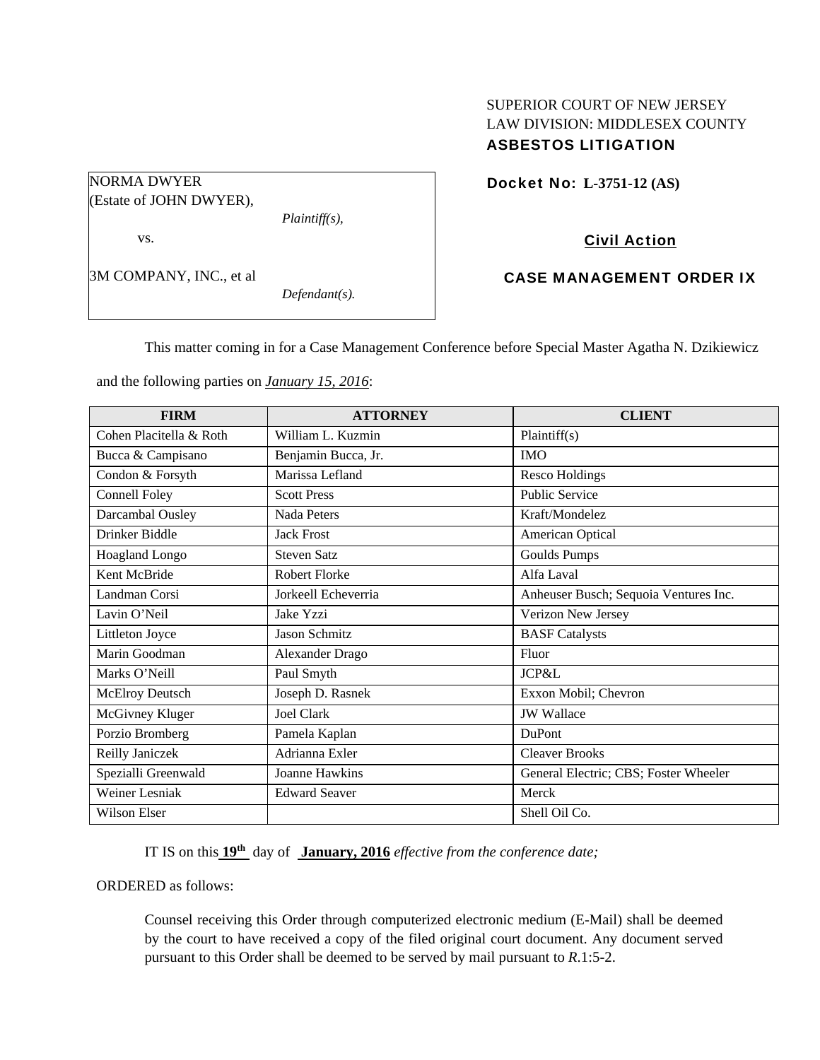SUPERIOR COURT OF NEW JERSEY
LAW DIVISION: MIDDLESEX COUNTY
**ASBESTOS LITIGATION**

NORMA DWYER
(Estate of JOHN DWYER),
*Plaintiff(s),*

vs.

3M COMPANY, INC., et al
*Defendant(s).*

**Docket No: L-3751-12 (AS)**

**Civil Action**

**CASE MANAGEMENT ORDER IX**

This matter coming in for a Case Management Conference before Special Master Agatha N. Dzikiewicz and the following parties on ***January 15, 2016***:

| FIRM | ATTORNEY | CLIENT |
|---|---|---|
| Cohen Placitella & Roth | William L. Kuzmin | Plaintiff(s) |
| Bucca & Campisano | Benjamin Bucca, Jr. | IMO |
| Condon & Forsyth | Marissa Lefland | Resco Holdings |
| Connell Foley | Scott Press | Public Service |
| Darcambal Ousley | Nada Peters | Kraft/Mondelez |
| Drinker Biddle | Jack Frost | American Optical |
| Hoagland Longo | Steven Satz | Goulds Pumps |
| Kent McBride | Robert Florke | Alfa Laval |
| Landman Corsi | Jorkeell Echeverria | Anheuser Busch; Sequoia Ventures Inc. |
| Lavin O'Neil | Jake Yzzi | Verizon New Jersey |
| Littleton Joyce | Jason Schmitz | BASF Catalysts |
| Marin Goodman | Alexander Drago | Fluor |
| Marks O'Neill | Paul Smyth | JCP&L |
| McElroy Deutsch | Joseph D. Rasnek | Exxon Mobil; Chevron |
| McGivney Kluger | Joel Clark | JW Wallace |
| Porzio Bromberg | Pamela Kaplan | DuPont |
| Reilly Janiczek | Adrianna Exler | Cleaver Brooks |
| Spezialli Greenwald | Joanne Hawkins | General Electric; CBS; Foster Wheeler |
| Weiner Lesniak | Edward Seaver | Merck |
| Wilson Elser | | Shell Oil Co. |

IT IS on this **19th** day of **January, 2016** *effective from the conference date;*

ORDERED as follows:

Counsel receiving this Order through computerized electronic medium (E-Mail) shall be deemed by the court to have received a copy of the filed original court document. Any document served pursuant to this Order shall be deemed to be served by mail pursuant to *R.*1:5-2.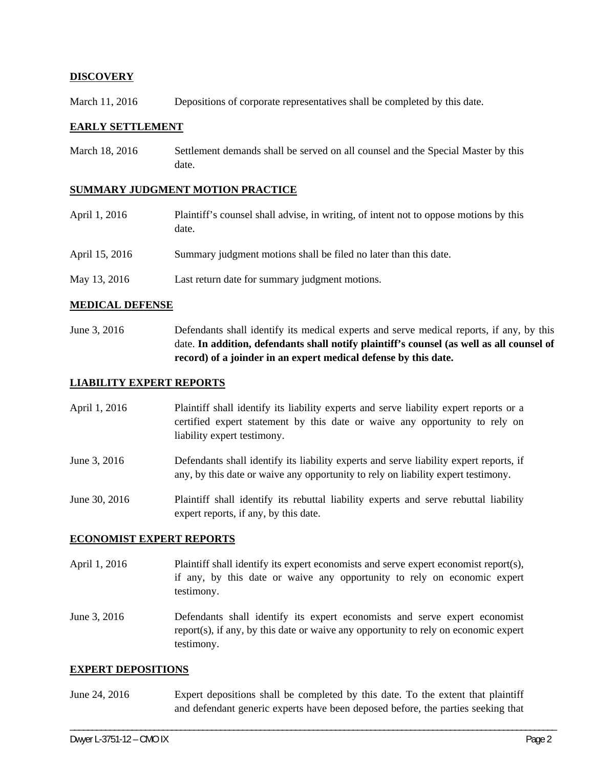**DISCOVERY**

March 11, 2016 Depositions of corporate representatives shall be completed by this date.

**EARLY SETTLEMENT**

March 18, 2016 Settlement demands shall be served on all counsel and the Special Master by this date.

**SUMMARY JUDGMENT MOTION PRACTICE**

April 1, 2016 Plaintiff's counsel shall advise, in writing, of intent not to oppose motions by this date.

April 15, 2016 Summary judgment motions shall be filed no later than this date.

May 13, 2016 Last return date for summary judgment motions.

**MEDICAL DEFENSE**

June 3, 2016 Defendants shall identify its medical experts and serve medical reports, if any, by this date. **In addition, defendants shall notify plaintiff's counsel (as well as all counsel of record) of a joinder in an expert medical defense by this date.**

**LIABILITY EXPERT REPORTS**

April 1, 2016 Plaintiff shall identify its liability experts and serve liability expert reports or a certified expert statement by this date or waive any opportunity to rely on liability expert testimony.

June 3, 2016 Defendants shall identify its liability experts and serve liability expert reports, if any, by this date or waive any opportunity to rely on liability expert testimony.

June 30, 2016 Plaintiff shall identify its rebuttal liability experts and serve rebuttal liability expert reports, if any, by this date.

**ECONOMIST EXPERT REPORTS**

April 1, 2016 Plaintiff shall identify its expert economists and serve expert economist report(s), if any, by this date or waive any opportunity to rely on economic expert testimony.

June 3, 2016 Defendants shall identify its expert economists and serve expert economist report(s), if any, by this date or waive any opportunity to rely on economic expert testimony.

**EXPERT DEPOSITIONS**

June 24, 2016 Expert depositions shall be completed by this date. To the extent that plaintiff and defendant generic experts have been deposed before, the parties seeking that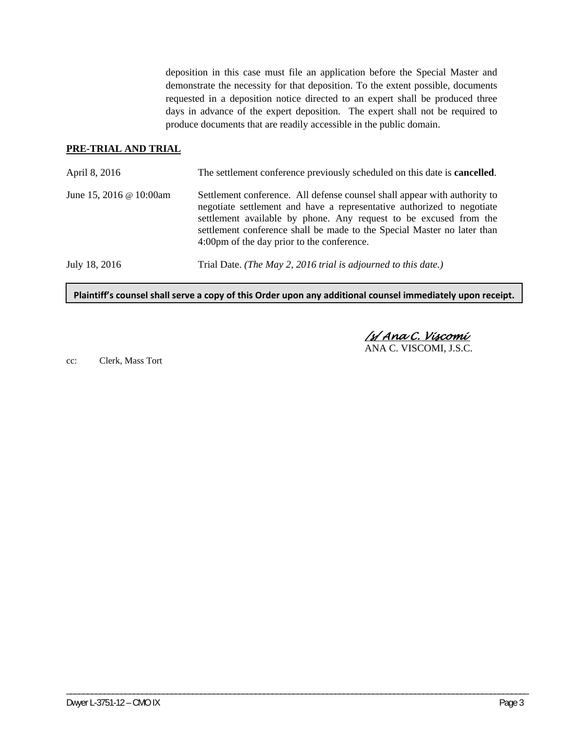deposition in this case must file an application before the Special Master and demonstrate the necessity for that deposition. To the extent possible, documents requested in a deposition notice directed to an expert shall be produced three days in advance of the expert deposition. The expert shall not be required to produce documents that are readily accessible in the public domain.

**PRE-TRIAL AND TRIAL**

| | |
|---|---|
| April 8, 2016 | The settlement conference previously scheduled on this date is **cancelled**. |
| June 15, 2016 @ 10:00am | Settlement conference. All defense counsel shall appear with authority to negotiate settlement and have a representative authorized to negotiate settlement available by phone. Any request to be excused from the settlement conference shall be made to the Special Master no later than 4:00pm of the day prior to the conference. |
| July 18, 2016 | Trial Date. *(The May 2, 2016 trial is adjourned to this date.)* |

**Plaintiff's counsel shall serve a copy of this Order upon any additional counsel immediately upon receipt.**

*/s/ Ana C. Viscomi*
ANA C. VISCOMI, J.S.C.

cc: Clerk, Mass Tort